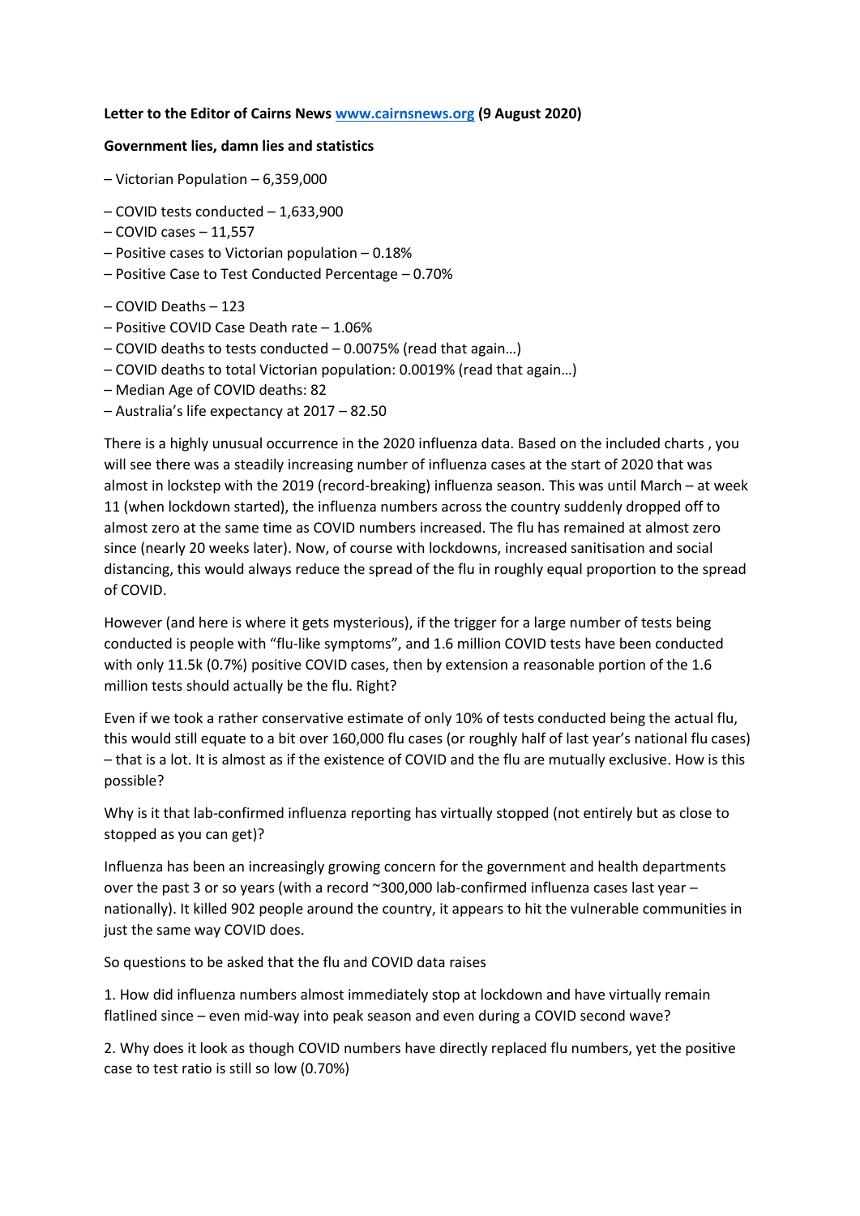**Letter to the Editor of Cairns News [www.cairnsnews.org](http://www.cairnsnews.org) (9 August 2020)**

**Government lies, damn lies and statistics**

– Victorian Population – 6,359,000

– COVID tests conducted – 1,633,900
– COVID cases – 11,557
– Positive cases to Victorian population – 0.18%
– Positive Case to Test Conducted Percentage – 0.70%

– COVID Deaths – 123
– Positive COVID Case Death rate – 1.06%
– COVID deaths to tests conducted – 0.0075% (read that again…)
– COVID deaths to total Victorian population: 0.0019% (read that again…)
– Median Age of COVID deaths: 82
– Australia's life expectancy at 2017 – 82.50

There is a highly unusual occurrence in the 2020 influenza data. Based on the included charts , you will see there was a steadily increasing number of influenza cases at the start of 2020 that was almost in lockstep with the 2019 (record-breaking) influenza season. This was until March – at week 11 (when lockdown started), the influenza numbers across the country suddenly dropped off to almost zero at the same time as COVID numbers increased. The flu has remained at almost zero since (nearly 20 weeks later). Now, of course with lockdowns, increased sanitisation and social distancing, this would always reduce the spread of the flu in roughly equal proportion to the spread of COVID.

However (and here is where it gets mysterious), if the trigger for a large number of tests being conducted is people with "flu-like symptoms", and 1.6 million COVID tests have been conducted with only 11.5k (0.7%) positive COVID cases, then by extension a reasonable portion of the 1.6 million tests should actually be the flu. Right?

Even if we took a rather conservative estimate of only 10% of tests conducted being the actual flu, this would still equate to a bit over 160,000 flu cases (or roughly half of last year's national flu cases) – that is a lot. It is almost as if the existence of COVID and the flu are mutually exclusive. How is this possible?

Why is it that lab-confirmed influenza reporting has virtually stopped (not entirely but as close to stopped as you can get)?

Influenza has been an increasingly growing concern for the government and health departments over the past 3 or so years (with a record ~300,000 lab-confirmed influenza cases last year – nationally). It killed 902 people around the country, it appears to hit the vulnerable communities in just the same way COVID does.

So questions to be asked that the flu and COVID data raises

1. How did influenza numbers almost immediately stop at lockdown and have virtually remain flatlined since – even mid-way into peak season and even during a COVID second wave?

2. Why does it look as though COVID numbers have directly replaced flu numbers, yet the positive case to test ratio is still so low (0.70%)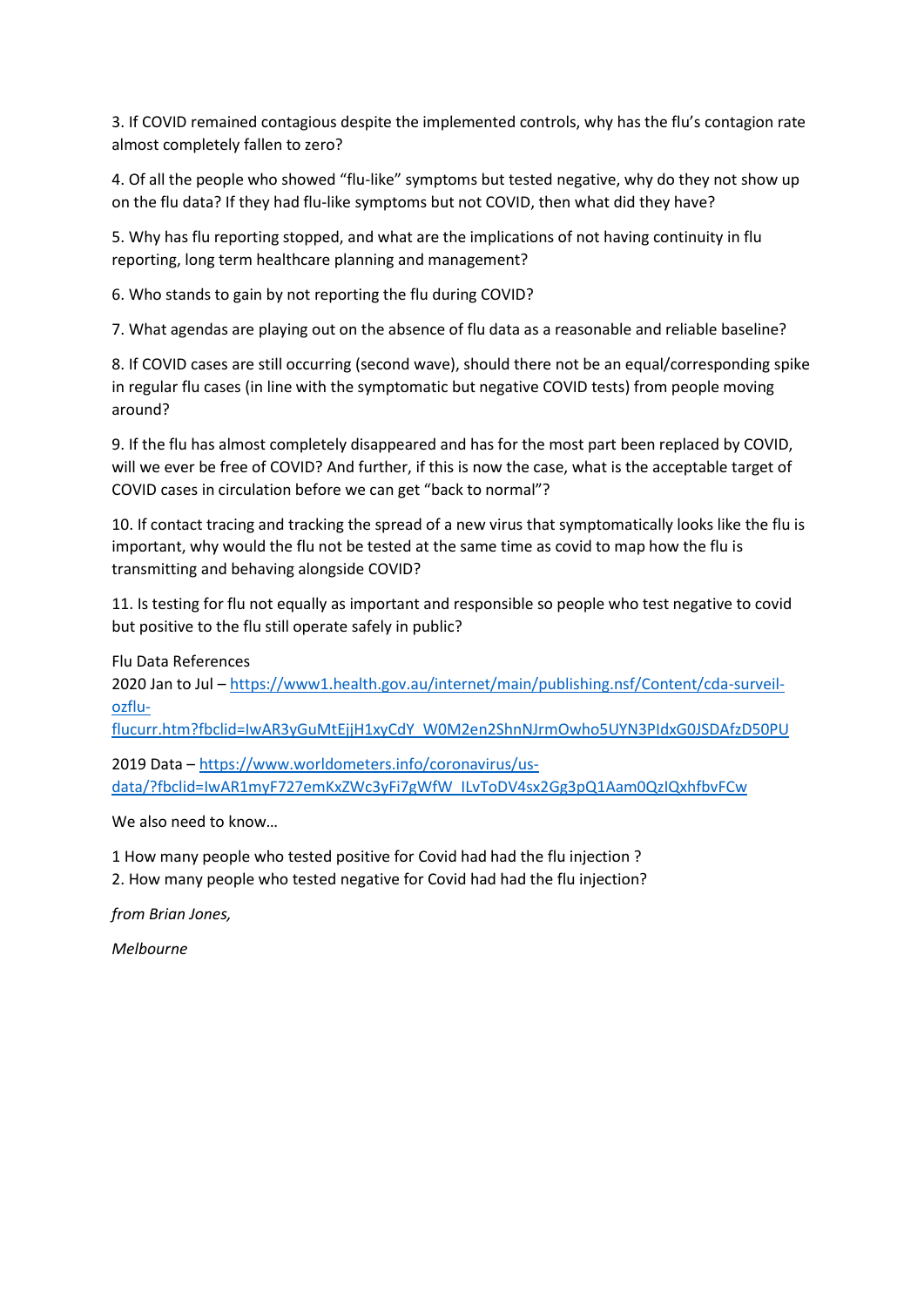3. If COVID remained contagious despite the implemented controls, why has the flu's contagion rate almost completely fallen to zero?

4. Of all the people who showed "flu-like" symptoms but tested negative, why do they not show up on the flu data? If they had flu-like symptoms but not COVID, then what did they have?

5. Why has flu reporting stopped, and what are the implications of not having continuity in flu reporting, long term healthcare planning and management?

6. Who stands to gain by not reporting the flu during COVID?

7. What agendas are playing out on the absence of flu data as a reasonable and reliable baseline?

8. If COVID cases are still occurring (second wave), should there not be an equal/corresponding spike in regular flu cases (in line with the symptomatic but negative COVID tests) from people moving around?

9. If the flu has almost completely disappeared and has for the most part been replaced by COVID, will we ever be free of COVID? And further, if this is now the case, what is the acceptable target of COVID cases in circulation before we can get "back to normal"?

10. If contact tracing and tracking the spread of a new virus that symptomatically looks like the flu is important, why would the flu not be tested at the same time as covid to map how the flu is transmitting and behaving alongside COVID?

11. Is testing for flu not equally as important and responsible so people who test negative to covid but positive to the flu still operate safely in public?

Flu Data References
2020 Jan to Jul – https://www1.health.gov.au/internet/main/publishing.nsf/Content/cda-surveil-ozflu-flucurr.htm?fbclid=IwAR3yGuMtEjjH1xyCdY_W0M2en2ShnNJrmOwho5UYN3PIdxG0JSDAfzD50PU

2019 Data – https://www.worldometers.info/coronavirus/us-data/?fbclid=IwAR1myF727emKxZWc3yFi7gWfW_ILvToDV4sx2Gg3pQ1Aam0QzIQxhfbvFCw

We also need to know…

1 How many people who tested positive for Covid had had the flu injection ?
2. How many people who tested negative for Covid had had the flu injection?

*from Brian Jones,*

*Melbourne*